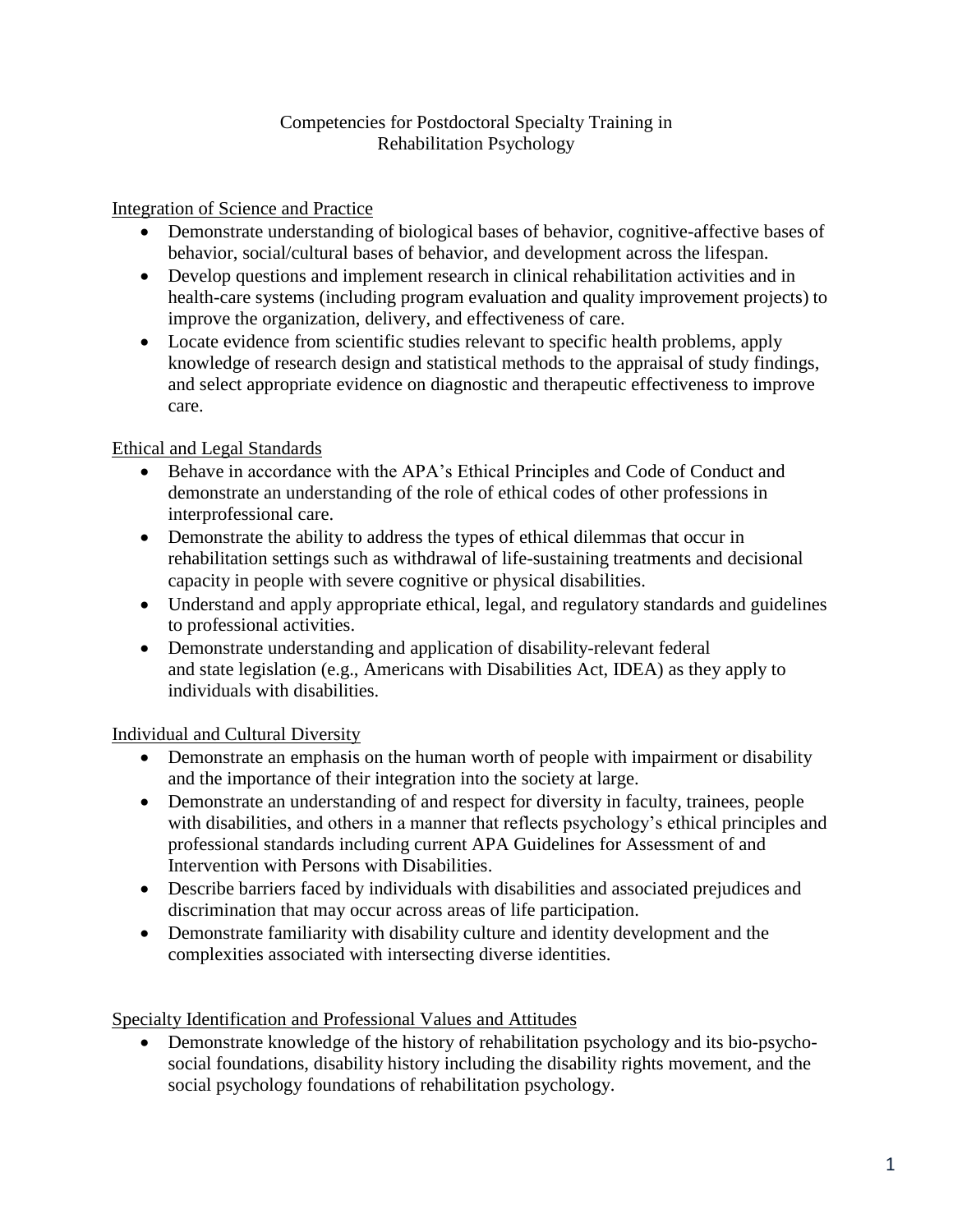# Competencies for Postdoctoral Specialty Training in Rehabilitation Psychology

## Integration of Science and Practice

- Demonstrate understanding of biological bases of behavior, cognitive-affective bases of behavior, social/cultural bases of behavior, and development across the lifespan.
- Develop questions and implement research in clinical rehabilitation activities and in health-care systems (including program evaluation and quality improvement projects) to improve the organization, delivery, and effectiveness of care.
- Locate evidence from scientific studies relevant to specific health problems, apply knowledge of research design and statistical methods to the appraisal of study findings, and select appropriate evidence on diagnostic and therapeutic effectiveness to improve care.

## Ethical and Legal Standards

- Behave in accordance with the APA's Ethical Principles and Code of Conduct and demonstrate an understanding of the role of ethical codes of other professions in interprofessional care.
- Demonstrate the ability to address the types of ethical dilemmas that occur in rehabilitation settings such as withdrawal of life-sustaining treatments and decisional capacity in people with severe cognitive or physical disabilities.
- Understand and apply appropriate ethical, legal, and regulatory standards and guidelines to professional activities.
- Demonstrate understanding and application of disability-relevant federal and state legislation (e.g., Americans with Disabilities Act, IDEA) as they apply to individuals with disabilities.

## Individual and Cultural Diversity

- Demonstrate an emphasis on the human worth of people with impairment or disability and the importance of their integration into the society at large.
- Demonstrate an understanding of and respect for diversity in faculty, trainees, people with disabilities, and others in a manner that reflects psychology's ethical principles and professional standards including current APA Guidelines for Assessment of and Intervention with Persons with Disabilities.
- Describe barriers faced by individuals with disabilities and associated prejudices and discrimination that may occur across areas of life participation.
- Demonstrate familiarity with disability culture and identity development and the complexities associated with intersecting diverse identities.

## Specialty Identification and Professional Values and Attitudes

- Demonstrate knowledge of the history of rehabilitation psychology and its bio-psycho-social foundations, disability history including the disability rights movement, and the social psychology foundations of rehabilitation psychology.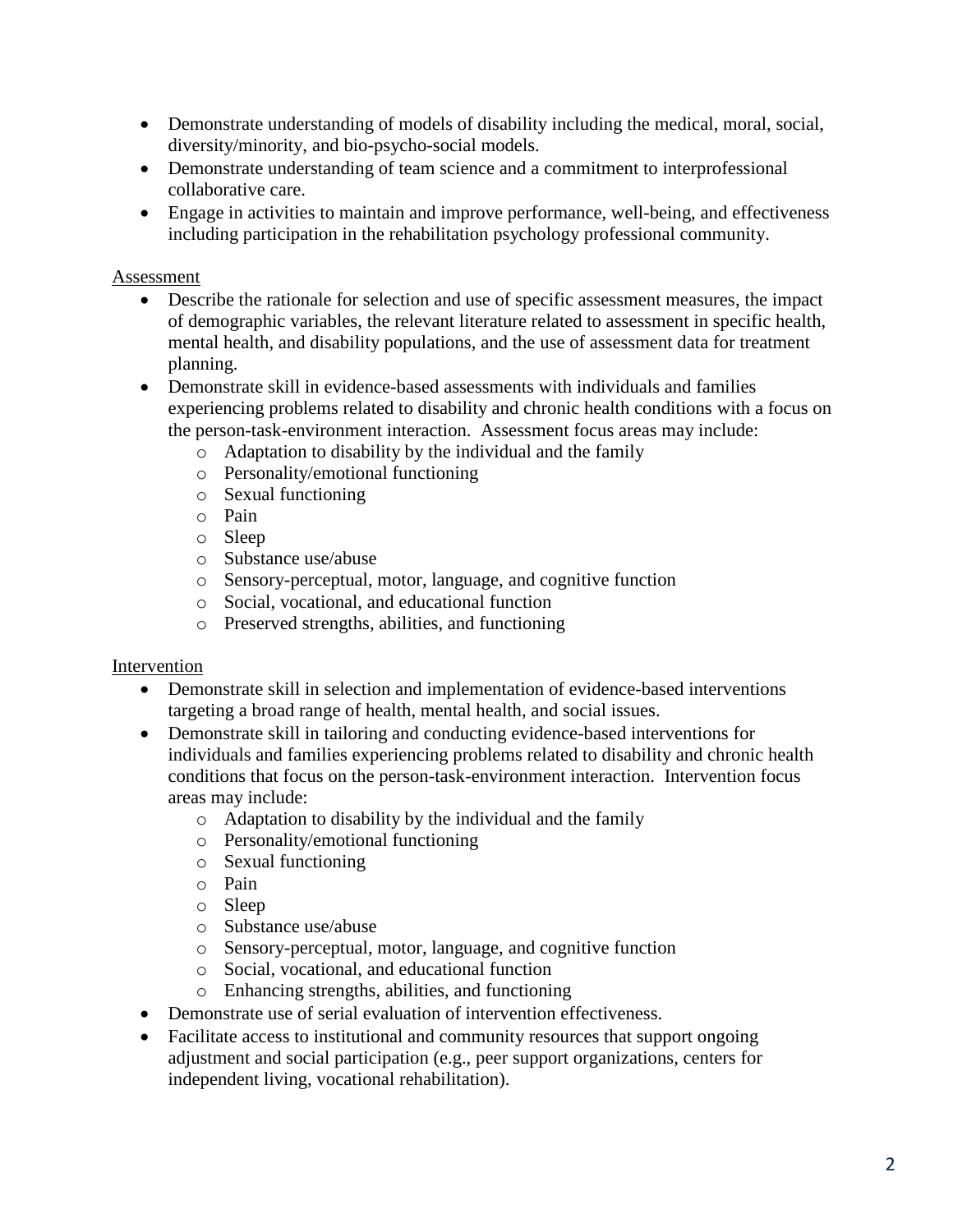- Demonstrate understanding of models of disability including the medical, moral, social, diversity/minority, and bio-psycho-social models.
- Demonstrate understanding of team science and a commitment to interprofessional collaborative care.
- Engage in activities to maintain and improve performance, well-being, and effectiveness including participation in the rehabilitation psychology professional community.

<u>Assessment</u>

- Describe the rationale for selection and use of specific assessment measures, the impact of demographic variables, the relevant literature related to assessment in specific health, mental health, and disability populations, and the use of assessment data for treatment planning.
- Demonstrate skill in evidence-based assessments with individuals and families experiencing problems related to disability and chronic health conditions with a focus on the person-task-environment interaction. Assessment focus areas may include:
    - Adaptation to disability by the individual and the family
    - Personality/emotional functioning
    - Sexual functioning
    - Pain
    - Sleep
    - Substance use/abuse
    - Sensory-perceptual, motor, language, and cognitive function
    - Social, vocational, and educational function
    - Preserved strengths, abilities, and functioning

<u>Intervention</u>

- Demonstrate skill in selection and implementation of evidence-based interventions targeting a broad range of health, mental health, and social issues.
- Demonstrate skill in tailoring and conducting evidence-based interventions for individuals and families experiencing problems related to disability and chronic health conditions that focus on the person-task-environment interaction. Intervention focus areas may include:
    - Adaptation to disability by the individual and the family
    - Personality/emotional functioning
    - Sexual functioning
    - Pain
    - Sleep
    - Substance use/abuse
    - Sensory-perceptual, motor, language, and cognitive function
    - Social, vocational, and educational function
    - Enhancing strengths, abilities, and functioning
- Demonstrate use of serial evaluation of intervention effectiveness.
- Facilitate access to institutional and community resources that support ongoing adjustment and social participation (e.g., peer support organizations, centers for independent living, vocational rehabilitation).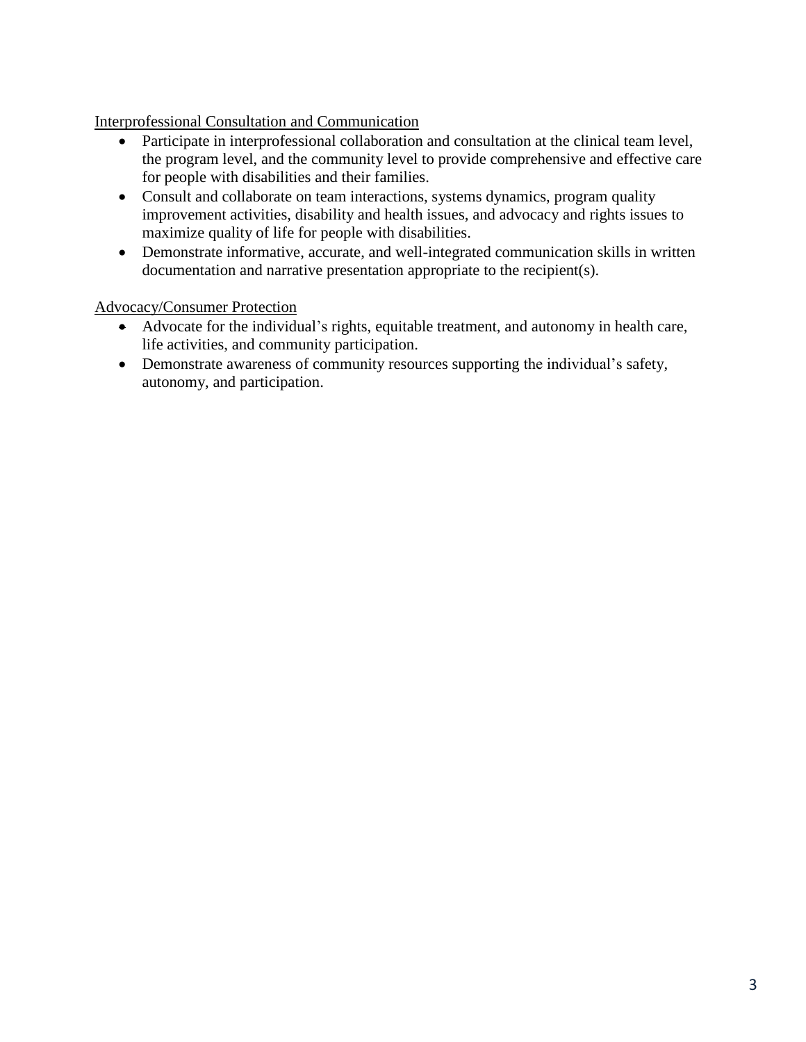Interprofessional Consultation and Communication

- Participate in interprofessional collaboration and consultation at the clinical team level, the program level, and the community level to provide comprehensive and effective care for people with disabilities and their families.
- Consult and collaborate on team interactions, systems dynamics, program quality improvement activities, disability and health issues, and advocacy and rights issues to maximize quality of life for people with disabilities.
- Demonstrate informative, accurate, and well-integrated communication skills in written documentation and narrative presentation appropriate to the recipient(s).

Advocacy/Consumer Protection

- Advocate for the individual's rights, equitable treatment, and autonomy in health care, life activities, and community participation.
- Demonstrate awareness of community resources supporting the individual's safety, autonomy, and participation.